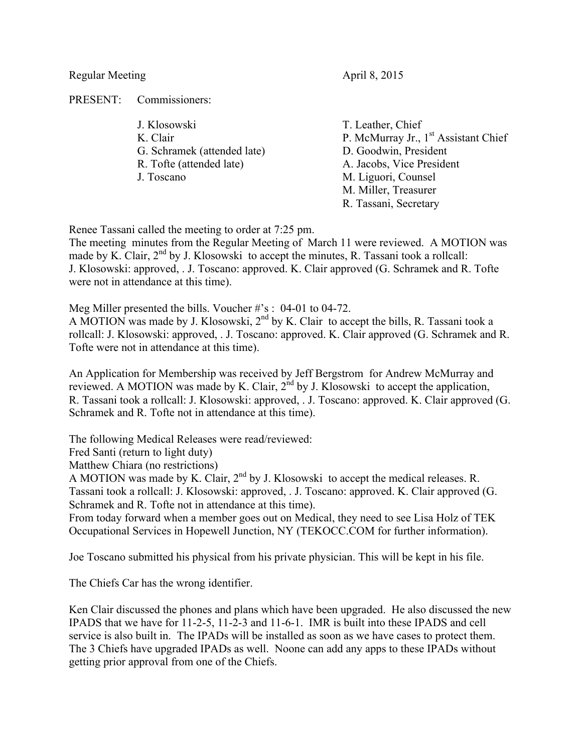Regular Meeting April 8, 2015

PRESENT: Commissioners:

| | |
|---|---|
| J. Klosowski | T. Leather, Chief |
| K. Clair | P. McMurray Jr., 1st Assistant Chief |
| G. Schramek (attended late) | D. Goodwin, President |
| R. Tofte (attended late) | A. Jacobs, Vice President |
| J. Toscano | M. Liguori, Counsel |
| | M. Miller, Treasurer |
| | R. Tassani, Secretary |

Renee Tassani called the meeting to order at 7:25 pm.
The meeting minutes from the Regular Meeting of March 11 were reviewed. A MOTION was made by K. Clair, 2nd by J. Klosowski to accept the minutes, R. Tassani took a rollcall: J. Klosowski: approved, . J. Toscano: approved. K. Clair approved (G. Schramek and R. Tofte were not in attendance at this time).

Meg Miller presented the bills. Voucher #'s : 04-01 to 04-72.
A MOTION was made by J. Klosowski, 2nd by K. Clair to accept the bills, R. Tassani took a rollcall: J. Klosowski: approved, . J. Toscano: approved. K. Clair approved (G. Schramek and R. Tofte were not in attendance at this time).

An Application for Membership was received by Jeff Bergstrom for Andrew McMurray and reviewed. A MOTION was made by K. Clair, 2nd by J. Klosowski to accept the application, R. Tassani took a rollcall: J. Klosowski: approved, . J. Toscano: approved. K. Clair approved (G. Schramek and R. Tofte not in attendance at this time).

The following Medical Releases were read/reviewed:
Fred Santi (return to light duty)
Matthew Chiara (no restrictions)
A MOTION was made by K. Clair, 2nd by J. Klosowski to accept the medical releases. R. Tassani took a rollcall: J. Klosowski: approved, . J. Toscano: approved. K. Clair approved (G. Schramek and R. Tofte not in attendance at this time).
From today forward when a member goes out on Medical, they need to see Lisa Holz of TEK Occupational Services in Hopewell Junction, NY (TEKOCC.COM for further information).

Joe Toscano submitted his physical from his private physician. This will be kept in his file.

The Chiefs Car has the wrong identifier.

Ken Clair discussed the phones and plans which have been upgraded. He also discussed the new IPADS that we have for 11-2-5, 11-2-3 and 11-6-1. IMR is built into these IPADS and cell service is also built in. The IPADs will be installed as soon as we have cases to protect them. The 3 Chiefs have upgraded IPADs as well. Noone can add any apps to these IPADs without getting prior approval from one of the Chiefs.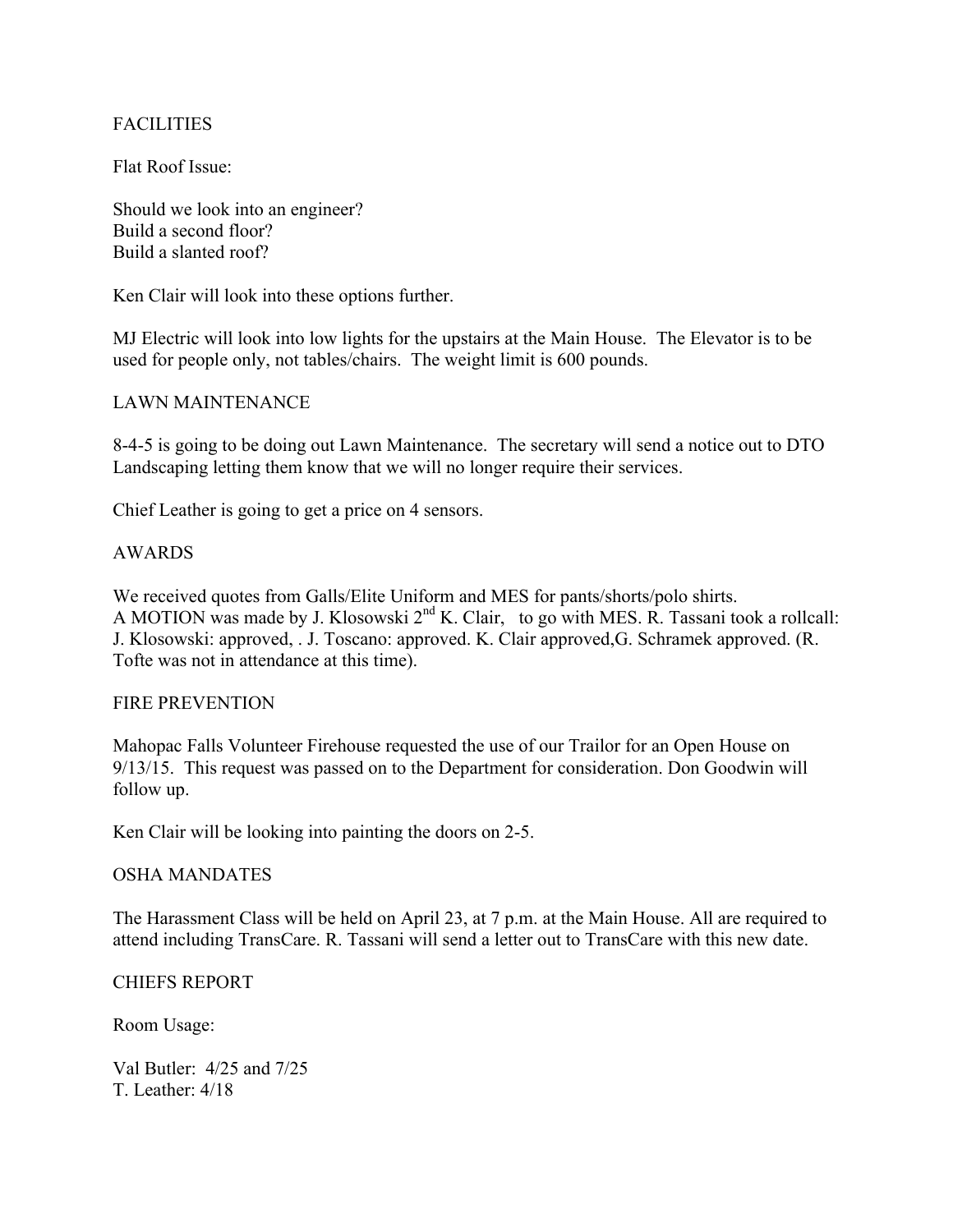## FACILITIES

Flat Roof Issue:

Should we look into an engineer?
Build a second floor?
Build a slanted roof?

Ken Clair will look into these options further.

MJ Electric will look into low lights for the upstairs at the Main House. The Elevator is to be used for people only, not tables/chairs. The weight limit is 600 pounds.

## LAWN MAINTENANCE

8-4-5 is going to be doing out Lawn Maintenance. The secretary will send a notice out to DTO Landscaping letting them know that we will no longer require their services.

Chief Leather is going to get a price on 4 sensors.

## AWARDS

We received quotes from Galls/Elite Uniform and MES for pants/shorts/polo shirts.
A MOTION was made by J. Klosowski 2nd K. Clair, to go with MES. R. Tassani took a rollcall: J. Klosowski: approved, . J. Toscano: approved. K. Clair approved,G. Schramek approved. (R. Tofte was not in attendance at this time).

## FIRE PREVENTION

Mahopac Falls Volunteer Firehouse requested the use of our Trailor for an Open House on 9/13/15. This request was passed on to the Department for consideration. Don Goodwin will follow up.

Ken Clair will be looking into painting the doors on 2-5.

## OSHA MANDATES

The Harassment Class will be held on April 23, at 7 p.m. at the Main House. All are required to attend including TransCare. R. Tassani will send a letter out to TransCare with this new date.

## CHIEFS REPORT

Room Usage:

Val Butler: 4/25 and 7/25
T. Leather: 4/18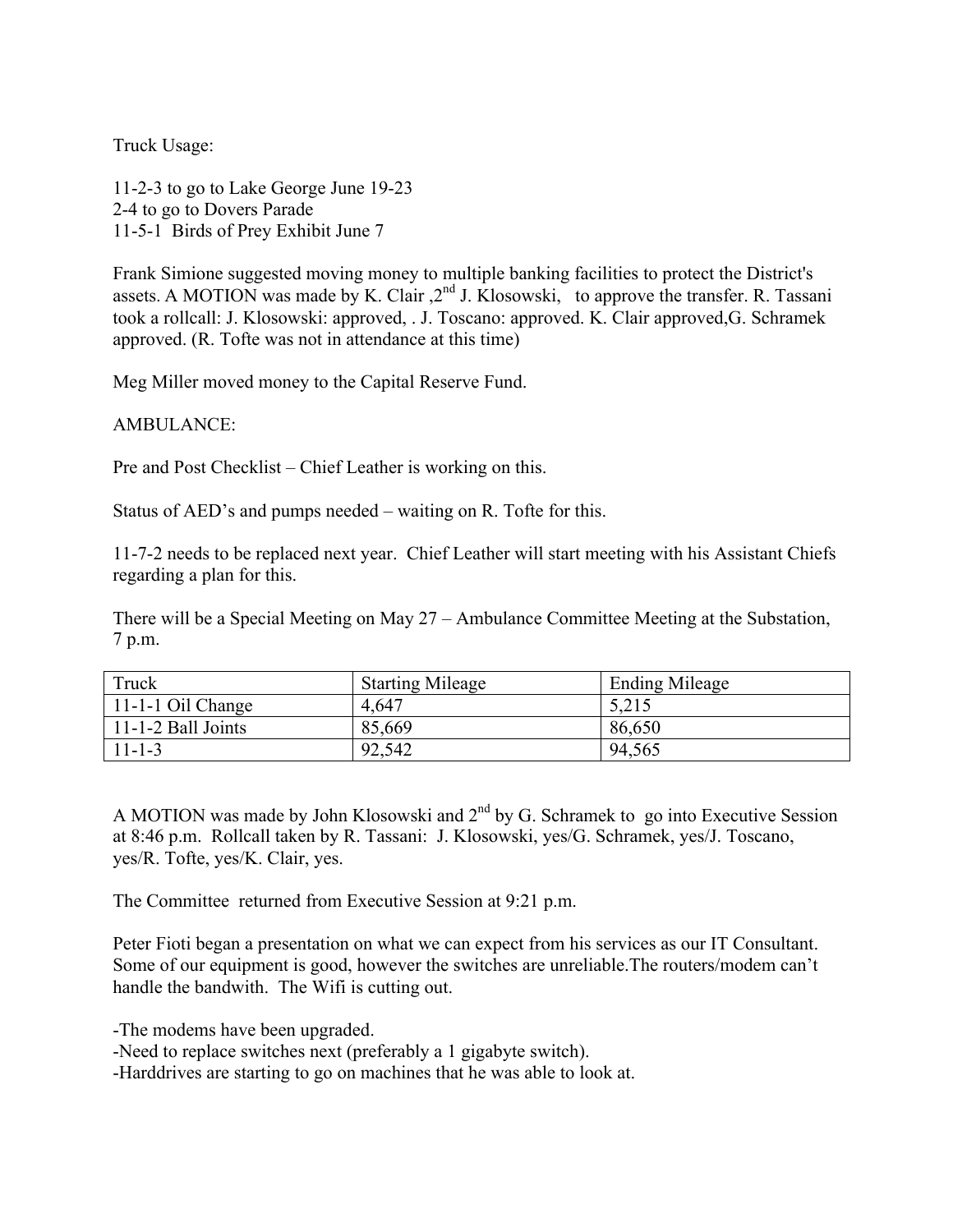Truck Usage:

11-2-3 to go to Lake George June 19-23
2-4 to go to Dovers Parade
11-5-1 Birds of Prey Exhibit June 7

Frank Simione suggested moving money to multiple banking facilities to protect the District's assets. A MOTION was made by K. Clair ,2nd J. Klosowski, to approve the transfer. R. Tassani took a rollcall: J. Klosowski: approved, . J. Toscano: approved. K. Clair approved,G. Schramek approved. (R. Tofte was not in attendance at this time)

Meg Miller moved money to the Capital Reserve Fund.

AMBULANCE:

Pre and Post Checklist – Chief Leather is working on this.

Status of AED's and pumps needed – waiting on R. Tofte for this.

11-7-2 needs to be replaced next year. Chief Leather will start meeting with his Assistant Chiefs regarding a plan for this.

There will be a Special Meeting on May 27 – Ambulance Committee Meeting at the Substation, 7 p.m.

| Truck | Starting Mileage | Ending Mileage |
| --- | --- | --- |
| 11-1-1 Oil Change | 4,647 | 5,215 |
| 11-1-2 Ball Joints | 85,669 | 86,650 |
| 11-1-3 | 92,542 | 94,565 |

A MOTION was made by John Klosowski and 2nd by G. Schramek to go into Executive Session at 8:46 p.m. Rollcall taken by R. Tassani: J. Klosowski, yes/G. Schramek, yes/J. Toscano, yes/R. Tofte, yes/K. Clair, yes.

The Committee returned from Executive Session at 9:21 p.m.

Peter Fioti began a presentation on what we can expect from his services as our IT Consultant. Some of our equipment is good, however the switches are unreliable.The routers/modem can't handle the bandwith. The Wifi is cutting out.

-The modems have been upgraded.
-Need to replace switches next (preferably a 1 gigabyte switch).
-Harddrives are starting to go on machines that he was able to look at.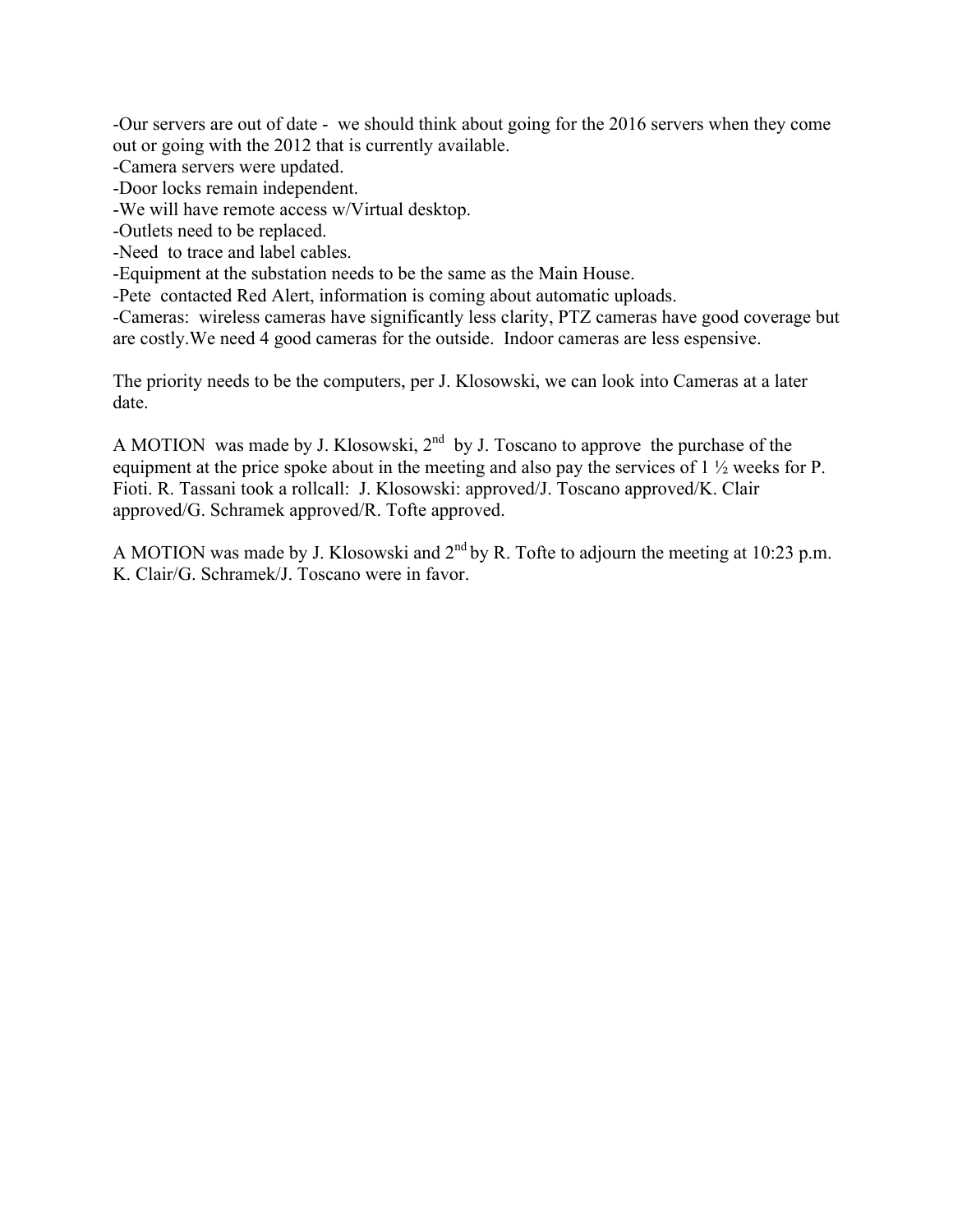-Our servers are out of date - we should think about going for the 2016 servers when they come out or going with the 2012 that is currently available.
-Camera servers were updated.
-Door locks remain independent.
-We will have remote access w/Virtual desktop.
-Outlets need to be replaced.
-Need to trace and label cables.
-Equipment at the substation needs to be the same as the Main House.
-Pete contacted Red Alert, information is coming about automatic uploads.
-Cameras: wireless cameras have significantly less clarity, PTZ cameras have good coverage but are costly.We need 4 good cameras for the outside. Indoor cameras are less espensive.

The priority needs to be the computers, per J. Klosowski, we can look into Cameras at a later date.

A MOTION was made by J. Klosowski, 2nd by J. Toscano to approve the purchase of the equipment at the price spoke about in the meeting and also pay the services of 1 ½ weeks for P. Fioti. R. Tassani took a rollcall: J. Klosowski: approved/J. Toscano approved/K. Clair approved/G. Schramek approved/R. Tofte approved.

A MOTION was made by J. Klosowski and 2nd by R. Tofte to adjourn the meeting at 10:23 p.m. K. Clair/G. Schramek/J. Toscano were in favor.